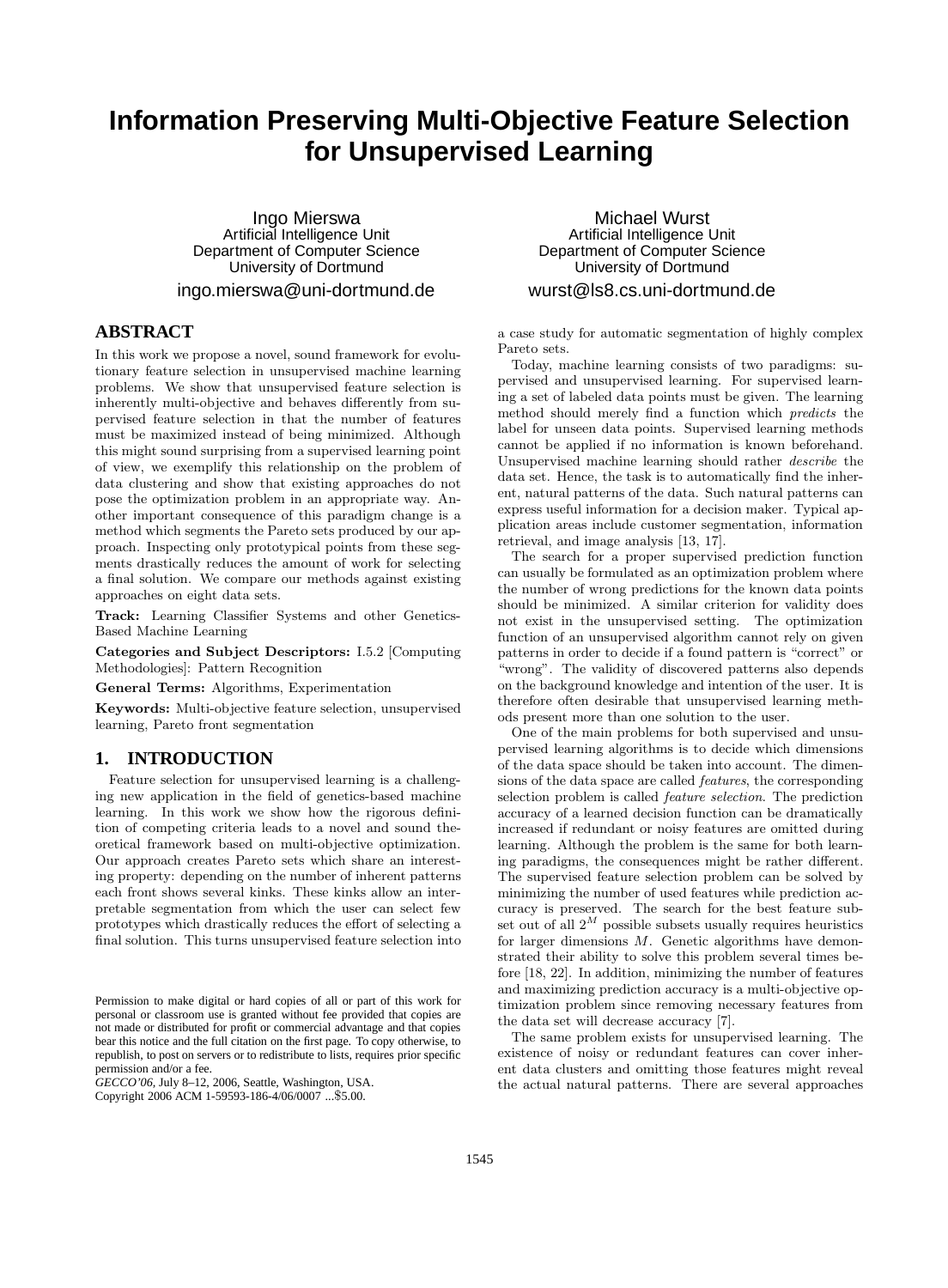# Information Preserving Multi-Objective Feature Selection for Unsupervised Learning

Ingo Mierswa
Artificial Intelligence Unit
Department of Computer Science
University of Dortmund
ingo.mierswa@uni-dortmund.de

Michael Wurst
Artificial Intelligence Unit
Department of Computer Science
University of Dortmund
wurst@ls8.cs.uni-dortmund.de

## ABSTRACT

In this work we propose a novel, sound framework for evolutionary feature selection in unsupervised machine learning problems. We show that unsupervised feature selection is inherently multi-objective and behaves differently from supervised feature selection in that the number of features must be maximized instead of being minimized. Although this might sound surprising from a supervised learning point of view, we exemplify this relationship on the problem of data clustering and show that existing approaches do not pose the optimization problem in an appropriate way. Another important consequence of this paradigm change is a method which segments the Pareto sets produced by our approach. Inspecting only prototypical points from these segments drastically reduces the amount of work for selecting a final solution. We compare our methods against existing approaches on eight data sets.

**Track:** Learning Classifier Systems and other Genetics-Based Machine Learning

**Categories and Subject Descriptors:** I.5.2 [Computing Methodologies]: Pattern Recognition

**General Terms:** Algorithms, Experimentation

**Keywords:** Multi-objective feature selection, unsupervised learning, Pareto front segmentation

## 1. INTRODUCTION

Feature selection for unsupervised learning is a challenging new application in the field of genetics-based machine learning. In this work we show how the rigorous definition of competing criteria leads to a novel and sound theoretical framework based on multi-objective optimization. Our approach creates Pareto sets which share an interesting property: depending on the number of inherent patterns each front shows several kinks. These kinks allow an interpretable segmentation from which the user can select few prototypes which drastically reduces the effort of selecting a final solution. This turns unsupervised feature selection into a case study for automatic segmentation of highly complex Pareto sets.

Today, machine learning consists of two paradigms: supervised and unsupervised learning. For supervised learning a set of labeled data points must be given. The learning method should merely find a function which *predicts* the label for unseen data points. Supervised learning methods cannot be applied if no information is known beforehand. Unsupervised machine learning should rather *describe* the data set. Hence, the task is to automatically find the inherent, natural patterns of the data. Such natural patterns can express useful information for a decision maker. Typical application areas include customer segmentation, information retrieval, and image analysis [13, 17].

The search for a proper supervised prediction function can usually be formulated as an optimization problem where the number of wrong predictions for the known data points should be minimized. A similar criterion for validity does not exist in the unsupervised setting. The optimization function of an unsupervised algorithm cannot rely on given patterns in order to decide if a found pattern is "correct" or "wrong". The validity of discovered patterns also depends on the background knowledge and intention of the user. It is therefore often desirable that unsupervised learning methods present more than one solution to the user.

One of the main problems for both supervised and unsupervised learning algorithms is to decide which dimensions of the data space should be taken into account. The dimensions of the data space are called *features*, the corresponding selection problem is called *feature selection*. The prediction accuracy of a learned decision function can be dramatically increased if redundant or noisy features are omitted during learning. Although the problem is the same for both learning paradigms, the consequences might be rather different. The supervised feature selection problem can be solved by minimizing the number of used features while prediction accuracy is preserved. The search for the best feature subset out of all $2^M$ possible subsets usually requires heuristics for larger dimensions $M$. Genetic algorithms have demonstrated their ability to solve this problem several times before [18, 22]. In addition, minimizing the number of features and maximizing prediction accuracy is a multi-objective optimization problem since removing necessary features from the data set will decrease accuracy [7].

The same problem exists for unsupervised learning. The existence of noisy or redundant features can cover inherent data clusters and omitting those features might reveal the actual natural patterns. There are several approaches

Permission to make digital or hard copies of all or part of this work for personal or classroom use is granted without fee provided that copies are not made or distributed for profit or commercial advantage and that copies bear this notice and the full citation on the first page. To copy otherwise, to republish, to post on servers or to redistribute to lists, requires prior specific permission and/or a fee.
*GECCO'06,* July 8–12, 2006, Seattle, Washington, USA.
Copyright 2006 ACM 1-59593-186-4/06/0007 ...$5.00.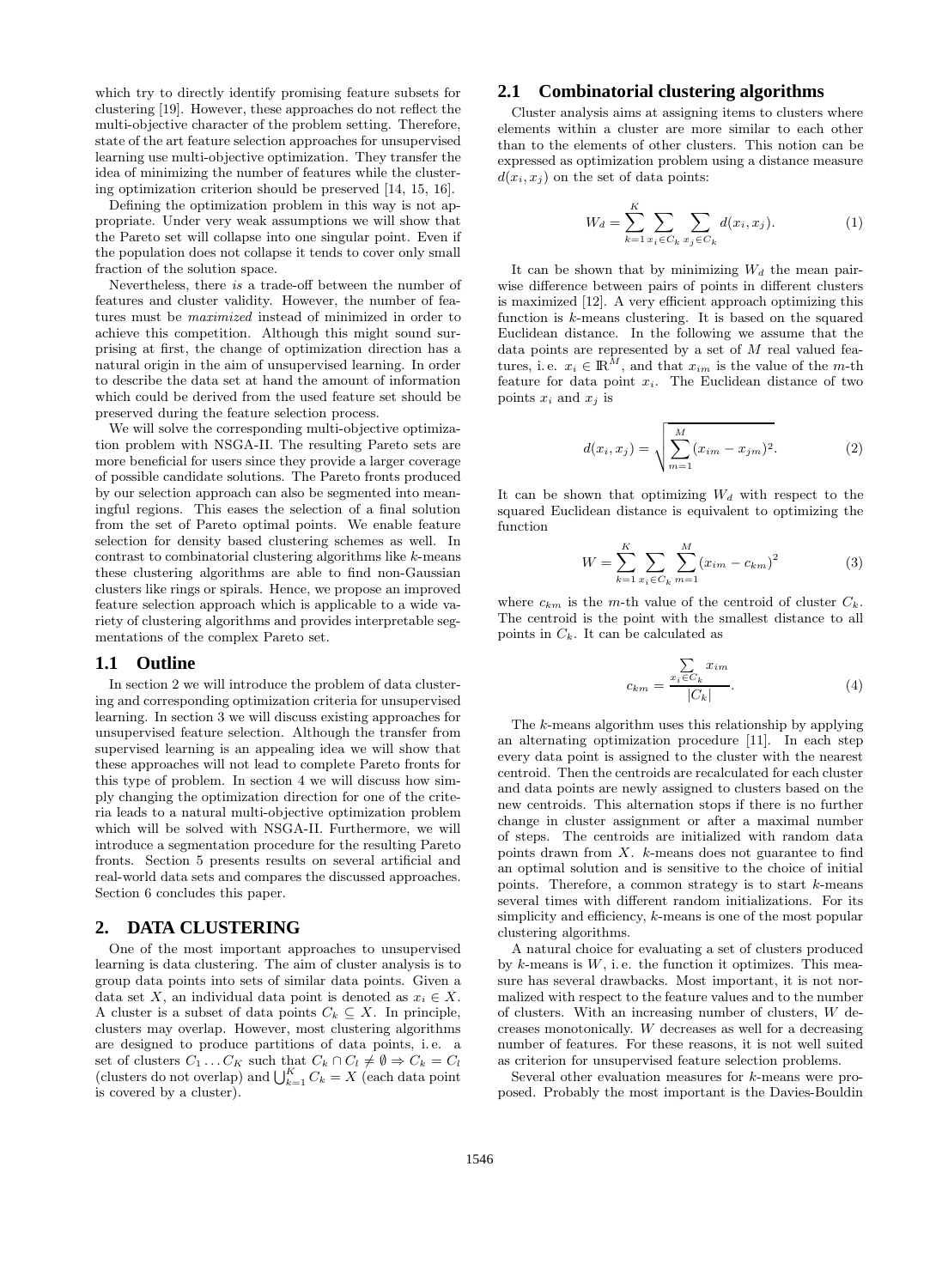which try to directly identify promising feature subsets for clustering [19]. However, these approaches do not reflect the multi-objective character of the problem setting. Therefore, state of the art feature selection approaches for unsupervised learning use multi-objective optimization. They transfer the idea of minimizing the number of features while the clustering optimization criterion should be preserved [14, 15, 16].

Defining the optimization problem in this way is not appropriate. Under very weak assumptions we will show that the Pareto set will collapse into one singular point. Even if the population does not collapse it tends to cover only small fraction of the solution space.

Nevertheless, there *is* a trade-off between the number of features and cluster validity. However, the number of features must be *maximized* instead of minimized in order to achieve this competition. Although this might sound surprising at first, the change of optimization direction has a natural origin in the aim of unsupervised learning. In order to describe the data set at hand the amount of information which could be derived from the used feature set should be preserved during the feature selection process.

We will solve the corresponding multi-objective optimization problem with NSGA-II. The resulting Pareto sets are more beneficial for users since they provide a larger coverage of possible candidate solutions. The Pareto fronts produced by our selection approach can also be segmented into meaningful regions. This eases the selection of a final solution from the set of Pareto optimal points. We enable feature selection for density based clustering schemes as well. In contrast to combinatorial clustering algorithms like $k$-means these clustering algorithms are able to find non-Gaussian clusters like rings or spirals. Hence, we propose an improved feature selection approach which is applicable to a wide variety of clustering algorithms and provides interpretable segmentations of the complex Pareto set.

## 1.1 Outline

In section 2 we will introduce the problem of data clustering and corresponding optimization criteria for unsupervised learning. In section 3 we will discuss existing approaches for unsupervised feature selection. Although the transfer from supervised learning is an appealing idea we will show that these approaches will not lead to complete Pareto fronts for this type of problem. In section 4 we will discuss how simply changing the optimization direction for one of the criteria leads to a natural multi-objective optimization problem which will be solved with NSGA-II. Furthermore, we will introduce a segmentation procedure for the resulting Pareto fronts. Section 5 presents results on several artificial and real-world data sets and compares the discussed approaches. Section 6 concludes this paper.

# 2. DATA CLUSTERING

One of the most important approaches to unsupervised learning is data clustering. The aim of cluster analysis is to group data points into sets of similar data points. Given a data set $X$, an individual data point is denoted as $x_i \in X$. A cluster is a subset of data points $C_k \subseteq X$. In principle, clusters may overlap. However, most clustering algorithms are designed to produce partitions of data points, i. e. a set of clusters $C_1 \ldots C_K$ such that $C_k \cap C_l \neq \emptyset \Rightarrow C_k = C_l$ (clusters do not overlap) and $\bigcup_{k=1}^{K} C_k = X$ (each data point is covered by a cluster).

## 2.1 Combinatorial clustering algorithms

Cluster analysis aims at assigning items to clusters where elements within a cluster are more similar to each other than to the elements of other clusters. This notion can be expressed as optimization problem using a distance measure $d(x_i, x_j)$ on the set of data points:

$$W_d = \sum_{k=1}^{K} \sum_{x_i \in C_k} \sum_{x_j \in C_k} d(x_i, x_j). \quad (1)$$

It can be shown that by minimizing $W_d$ the mean pairwise difference between pairs of points in different clusters is maximized [12]. A very efficient approach optimizing this function is $k$-means clustering. It is based on the squared Euclidean distance. In the following we assume that the data points are represented by a set of $M$ real valued features, i. e. $x_i \in \mathbb{R}^M$, and that $x_{im}$ is the value of the $m$-th feature for data point $x_i$. The Euclidean distance of two points $x_i$ and $x_j$ is

$$d(x_i, x_j) = \sqrt{\sum_{m=1}^{M} (x_{im} - x_{jm})^2}. \quad (2)$$

It can be shown that optimizing $W_d$ with respect to the squared Euclidean distance is equivalent to optimizing the function

$$W = \sum_{k=1}^{K} \sum_{x_i \in C_k} \sum_{m=1}^{M} (x_{im} - c_{km})^2 \quad (3)$$

where $c_{km}$ is the $m$-th value of the centroid of cluster $C_k$. The centroid is the point with the smallest distance to all points in $C_k$. It can be calculated as

$$c_{km} = \frac{\sum_{x_i \in C_k} x_{im}}{|C_k|}. \quad (4)$$

The $k$-means algorithm uses this relationship by applying an alternating optimization procedure [11]. In each step every data point is assigned to the cluster with the nearest centroid. Then the centroids are recalculated for each cluster and data points are newly assigned to clusters based on the new centroids. This alternation stops if there is no further change in cluster assignment or after a maximal number of steps. The centroids are initialized with random data points drawn from $X$. $k$-means does not guarantee to find an optimal solution and is sensitive to the choice of initial points. Therefore, a common strategy is to start $k$-means several times with different random initializations. For its simplicity and efficiency, $k$-means is one of the most popular clustering algorithms.

A natural choice for evaluating a set of clusters produced by $k$-means is $W$, i. e. the function it optimizes. This measure has several drawbacks. Most important, it is not normalized with respect to the feature values and to the number of clusters. With an increasing number of clusters, $W$ decreases monotonically. $W$ decreases as well for a decreasing number of features. For these reasons, it is not well suited as criterion for unsupervised feature selection problems.

Several other evaluation measures for $k$-means were proposed. Probably the most important is the Davies-Bouldin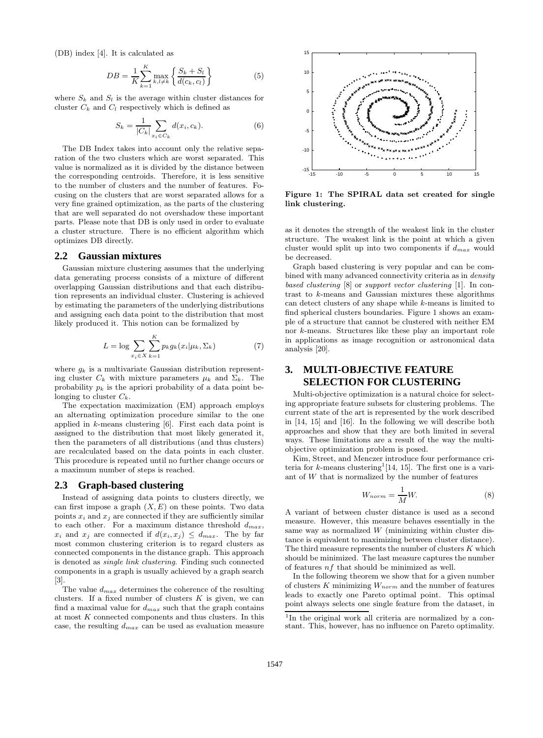(DB) index [4]. It is calculated as

$$DB = \frac{1}{K}\sum_{k=1}^{K} \max_{k,l\neq k} \left\{ \frac{S_k + S_l}{d(c_k, c_l)} \right\} \quad (5)$$

where $S_k$ and $S_l$ is the average within cluster distances for cluster $C_k$ and $C_l$ respectively which is defined as

$$S_k = \frac{1}{|C_k|}\sum_{x_i \in C_k} d(x_i, c_k). \quad (6)$$

The DB Index takes into account only the relative separation of the two clusters which are worst separated. This value is normalized as it is divided by the distance between the corresponding centroids. Therefore, it is less sensitive to the number of clusters and the number of features. Focusing on the clusters that are worst separated allows for a very fine grained optimization, as the parts of the clustering that are well separated do not overshadow these important parts. Please note that DB is only used in order to evaluate a cluster structure. There is no efficient algorithm which optimizes DB directly.

## 2.2 Gaussian mixtures

Gaussian mixture clustering assumes that the underlying data generating process consists of a mixture of different overlapping Gaussian distributions and that each distribution represents an individual cluster. Clustering is achieved by estimating the parameters of the underlying distributions and assigning each data point to the distribution that most likely produced it. This notion can be formalized by

$$L = \log \sum_{x_i \in X} \sum_{k=1}^{K} p_k g_k(x_i|\mu_k, \Sigma_k) \quad (7)$$

where $g_k$ is a multivariate Gaussian distribution representing cluster $C_k$ with mixture parameters $\mu_k$ and $\Sigma_k$. The probability $p_k$ is the apriori probability of a data point belonging to cluster $C_k$.

The expectation maximization (EM) approach employs an alternating optimization procedure similar to the one applied in $k$-means clustering [6]. First each data point is assigned to the distribution that most likely generated it, then the parameters of all distributions (and thus clusters) are recalculated based on the data points in each cluster. This procedure is repeated until no further change occurs or a maximum number of steps is reached.

## 2.3 Graph-based clustering

Instead of assigning data points to clusters directly, we can first impose a graph $(X, E)$ on these points. Two data points $x_i$ and $x_j$ are connected if they are sufficiently similar to each other. For a maximum distance threshold $d_{max}$, $x_i$ and $x_j$ are connected if $d(x_i, x_j) \leq d_{max}$. The by far most common clustering criterion is to regard clusters as connected components in the distance graph. This approach is denoted as *single link clustering*. Finding such connected components in a graph is usually achieved by a graph search [3].

The value $d_{max}$ determines the coherence of the resulting clusters. If a fixed number of clusters $K$ is given, we can find a maximal value for $d_{max}$ such that the graph contains at most $K$ connected components and thus clusters. In this case, the resulting $d_{max}$ can be used as evaluation measure as it denotes the strength of the weakest link in the cluster structure. The weakest link is the point at which a given cluster would split up into two components if $d_{max}$ would be decreased.

**Figure 1: The SPIRAL data set created for single link clustering.**

Graph based clustering is very popular and can be combined with many advanced connectivity criteria as in *density based clustering* [8] or *support vector clustering* [1]. In contrast to $k$-means and Gaussian mixtures these algorithms can detect clusters of any shape while $k$-means is limited to find spherical clusters boundaries. Figure 1 shows an example of a structure that cannot be clustered with neither EM nor $k$-means. Structures like these play an important role in applications as image recognition or astronomical data analysis [20].

# 3. MULTI-OBJECTIVE FEATURE SELECTION FOR CLUSTERING

Multi-objective optimization is a natural choice for selecting appropriate feature subsets for clustering problems. The current state of the art is represented by the work described in [14, 15] and [16]. In the following we will describe both approaches and show that they are both limited in several ways. These limitations are a result of the way the multi-objective optimization problem is posed.

Kim, Street, and Menczer introduce four performance criteria for $k$-means clustering[1] [14, 15]. The first one is a variant of $W$ that is normalized by the number of features

$$W_{norm} = \frac{1}{M} W. \quad (8)$$

A variant of between cluster distance is used as a second measure. However, this measure behaves essentially in the same way as normalized $W$ (minimizing within cluster distance is equivalent to maximizing between cluster distance). The third measure represents the number of clusters $K$ which should be minimized. The last measure captures the number of features $nf$ that should be minimized as well.

In the following theorem we show that for a given number of clusters $K$ minimizing $W_{norm}$ and the number of features leads to exactly one Pareto optimal point. This optimal point always selects one single feature from the dataset, in

[1] In the original work all criteria are normalized by a constant. This, however, has no influence on Pareto optimality.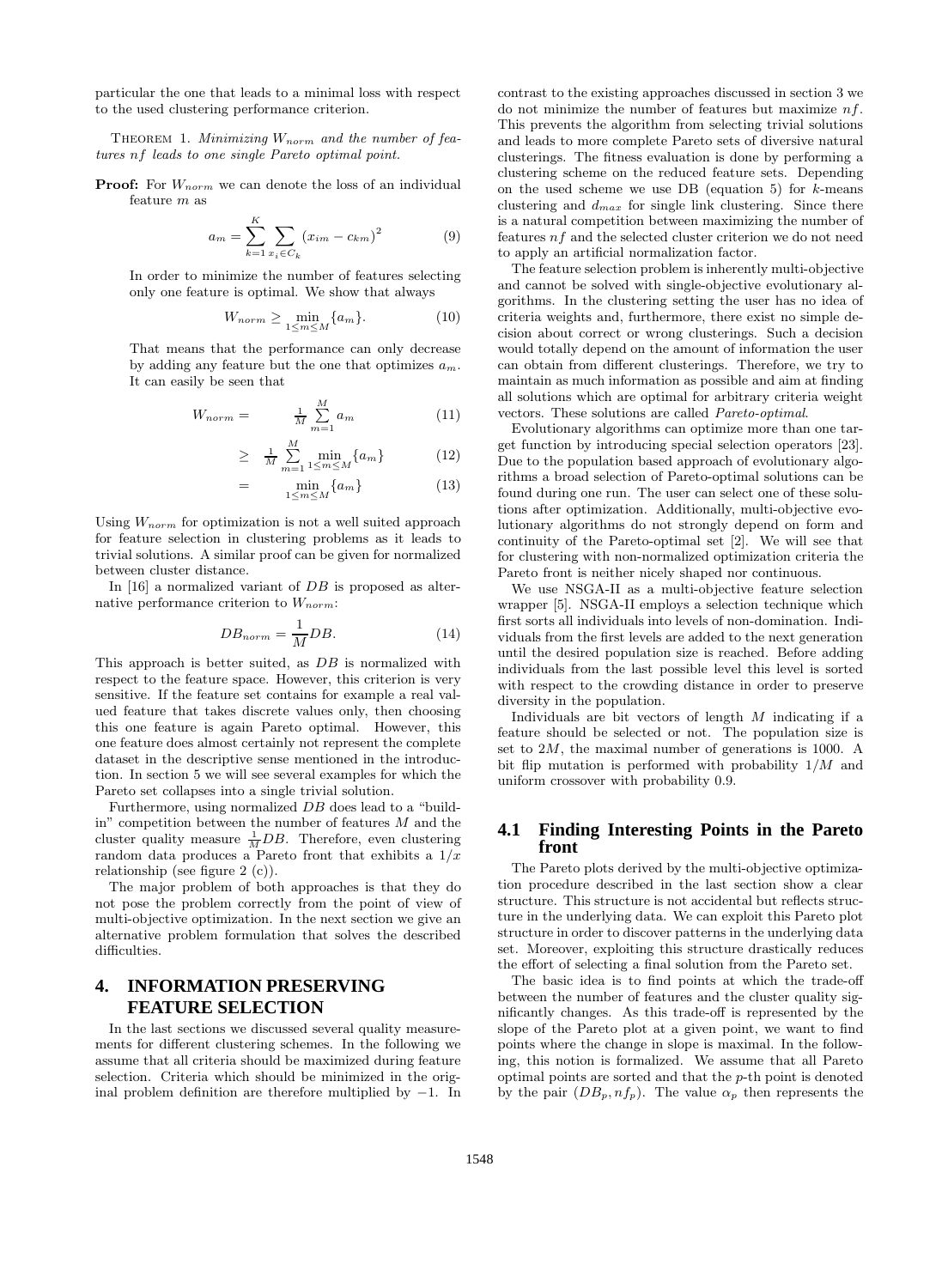particular the one that leads to a minimal loss with respect to the used clustering performance criterion.

THEOREM 1. *Minimizing $W_{norm}$ and the number of features $nf$ leads to one single Pareto optimal point.*

**Proof:** For $W_{norm}$ we can denote the loss of an individual feature $m$ as

$$a_m = \sum_{k=1}^{K} \sum_{x_i \in C_k} (x_{im} - c_{km})^2 \tag{9}$$

In order to minimize the number of features selecting only one feature is optimal. We show that always

$$W_{norm} \geq \min_{1 \leq m \leq M} \{a_m\}. \tag{10}$$

That means that the performance can only decrease by adding any feature but the one that optimizes $a_m$. It can easily be seen that

$$W_{norm} = \frac{1}{M} \sum_{m=1}^{M} a_m \tag{11}$$

$$\geq \frac{1}{M} \sum_{m=1}^{M} \min_{1 \leq m \leq M} \{a_m\} \tag{12}$$

$$= \min_{1 \leq m \leq M} \{a_m\} \tag{13}$$

Using $W_{norm}$ for optimization is not a well suited approach for feature selection in clustering problems as it leads to trivial solutions. A similar proof can be given for normalized between cluster distance.

In [16] a normalized variant of $DB$ is proposed as alternative performance criterion to $W_{norm}$:

$$DB_{norm} = \frac{1}{M} DB. \tag{14}$$

This approach is better suited, as $DB$ is normalized with respect to the feature space. However, this criterion is very sensitive. If the feature set contains for example a real valued feature that takes discrete values only, then choosing this one feature is again Pareto optimal. However, this one feature does almost certainly not represent the complete dataset in the descriptive sense mentioned in the introduction. In section 5 we will see several examples for which the Pareto set collapses into a single trivial solution.

Furthermore, using normalized $DB$ does lead to a "build-in" competition between the number of features $M$ and the cluster quality measure $\frac{1}{M}DB$. Therefore, even clustering random data produces a Pareto front that exhibits a $1/x$ relationship (see figure 2 (c)).

The major problem of both approaches is that they do not pose the problem correctly from the point of view of multi-objective optimization. In the next section we give an alternative problem formulation that solves the described difficulties.

# 4. INFORMATION PRESERVING FEATURE SELECTION

In the last sections we discussed several quality measurements for different clustering schemes. In the following we assume that all criteria should be maximized during feature selection. Criteria which should be minimized in the original problem definition are therefore multiplied by $-1$. In contrast to the existing approaches discussed in section 3 we do not minimize the number of features but maximize $nf$. This prevents the algorithm from selecting trivial solutions and leads to more complete Pareto sets of diversive natural clusterings. The fitness evaluation is done by performing a clustering scheme on the reduced feature sets. Depending on the used scheme we use DB (equation 5) for $k$-means clustering and $d_{max}$ for single link clustering. Since there is a natural competition between maximizing the number of features $nf$ and the selected cluster criterion we do not need to apply an artificial normalization factor.

The feature selection problem is inherently multi-objective and cannot be solved with single-objective evolutionary algorithms. In the clustering setting the user has no idea of criteria weights and, furthermore, there exist no simple decision about correct or wrong clusterings. Such a decision would totally depend on the amount of information the user can obtain from different clusterings. Therefore, we try to maintain as much information as possible and aim at finding all solutions which are optimal for arbitrary criteria weight vectors. These solutions are called *Pareto-optimal*.

Evolutionary algorithms can optimize more than one target function by introducing special selection operators [23]. Due to the population based approach of evolutionary algorithms a broad selection of Pareto-optimal solutions can be found during one run. The user can select one of these solutions after optimization. Additionally, multi-objective evolutionary algorithms do not strongly depend on form and continuity of the Pareto-optimal set [2]. We will see that for clustering with non-normalized optimization criteria the Pareto front is neither nicely shaped nor continuous.

We use NSGA-II as a multi-objective feature selection wrapper [5]. NSGA-II employs a selection technique which first sorts all individuals into levels of non-domination. Individuals from the first levels are added to the next generation until the desired population size is reached. Before adding individuals from the last possible level this level is sorted with respect to the crowding distance in order to preserve diversity in the population.

Individuals are bit vectors of length $M$ indicating if a feature should be selected or not. The population size is set to $2M$, the maximal number of generations is 1000. A bit flip mutation is performed with probability $1/M$ and uniform crossover with probability 0.9.

## 4.1 Finding Interesting Points in the Pareto front

The Pareto plots derived by the multi-objective optimization procedure described in the last section show a clear structure. This structure is not accidental but reflects structure in the underlying data. We can exploit this Pareto plot structure in order to discover patterns in the underlying data set. Moreover, exploiting this structure drastically reduces the effort of selecting a final solution from the Pareto set.

The basic idea is to find points at which the trade-off between the number of features and the cluster quality significantly changes. As this trade-off is represented by the slope of the Pareto plot at a given point, we want to find points where the change in slope is maximal. In the following, this notion is formalized. We assume that all Pareto optimal points are sorted and that the $p$-th point is denoted by the pair $(DB_p, nf_p)$. The value $\alpha_p$ then represents the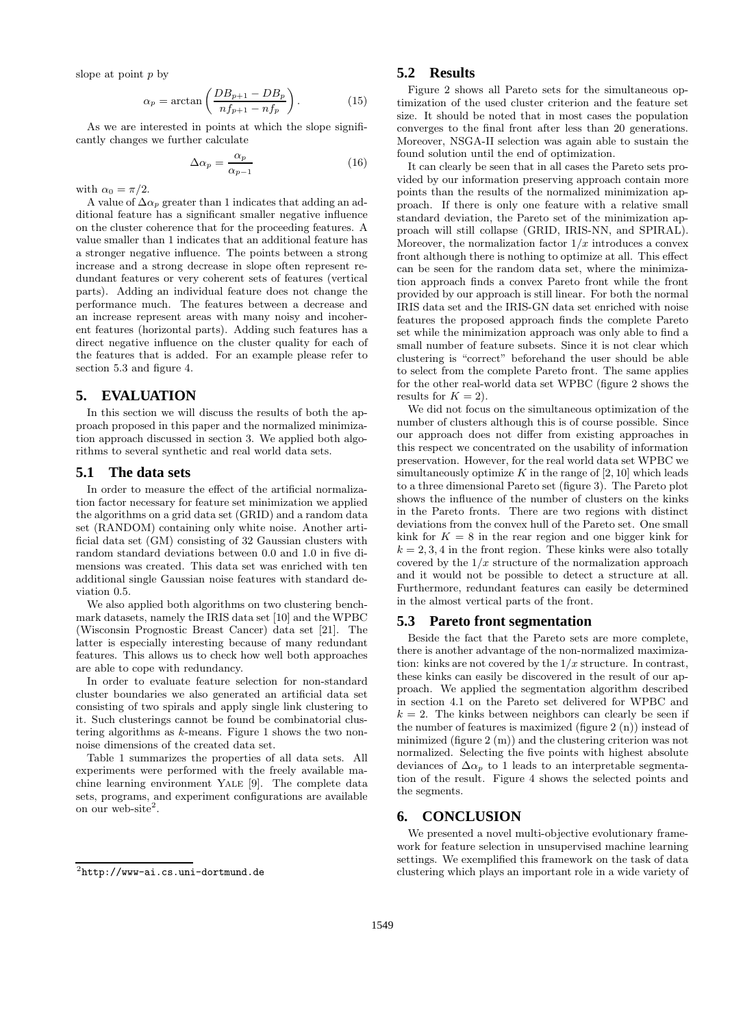slope at point $p$ by

$$\alpha_p = \arctan\left(\frac{DB_{p+1} - DB_p}{nf_{p+1} - nf_p}\right). \tag{15}$$

As we are interested in points at which the slope significantly changes we further calculate

$$\Delta\alpha_p = \frac{\alpha_p}{\alpha_{p-1}} \tag{16}$$

with $\alpha_0 = \pi/2$.

A value of $\Delta\alpha_p$ greater than 1 indicates that adding an additional feature has a significant smaller negative influence on the cluster coherence that for the proceeding features. A value smaller than 1 indicates that an additional feature has a stronger negative influence. The points between a strong increase and a strong decrease in slope often represent redundant features or very coherent sets of features (vertical parts). Adding an individual feature does not change the performance much. The features between a decrease and an increase represent areas with many noisy and incoherent features (horizontal parts). Adding such features has a direct negative influence on the cluster quality for each of the features that is added. For an example please refer to section 5.3 and figure 4.

## 5. EVALUATION

In this section we will discuss the results of both the approach proposed in this paper and the normalized minimization approach discussed in section 3. We applied both algorithms to several synthetic and real world data sets.

### 5.1 The data sets

In order to measure the effect of the artificial normalization factor necessary for feature set minimization we applied the algorithms on a grid data set (GRID) and a random data set (RANDOM) containing only white noise. Another artificial data set (GM) consisting of 32 Gaussian clusters with random standard deviations between 0.0 and 1.0 in five dimensions was created. This data set was enriched with ten additional single Gaussian noise features with standard deviation 0.5.

We also applied both algorithms on two clustering benchmark datasets, namely the IRIS data set [10] and the WPBC (Wisconsin Prognostic Breast Cancer) data set [21]. The latter is especially interesting because of many redundant features. This allows us to check how well both approaches are able to cope with redundancy.

In order to evaluate feature selection for non-standard cluster boundaries we also generated an artificial data set consisting of two spirals and apply single link clustering to it. Such clusterings cannot be found be combinatorial clustering algorithms as $k$-means. Figure 1 shows the two non-noise dimensions of the created data set.

Table 1 summarizes the properties of all data sets. All experiments were performed with the freely available machine learning environment YALE [9]. The complete data sets, programs, and experiment configurations are available on our web-site[2].

[2] http://www-ai.cs.uni-dortmund.de

### 5.2 Results

Figure 2 shows all Pareto sets for the simultaneous optimization of the used cluster criterion and the feature set size. It should be noted that in most cases the population converges to the final front after less than 20 generations. Moreover, NSGA-II selection was again able to sustain the found solution until the end of optimization.

It can clearly be seen that in all cases the Pareto sets provided by our information preserving approach contain more points than the results of the normalized minimization approach. If there is only one feature with a relative small standard deviation, the Pareto set of the minimization approach will still collapse (GRID, IRIS-NN, and SPIRAL). Moreover, the normalization factor $1/x$ introduces a convex front although there is nothing to optimize at all. This effect can be seen for the random data set, where the minimization approach finds a convex Pareto front while the front provided by our approach is still linear. For both the normal IRIS data set and the IRIS-GN data set enriched with noise features the proposed approach finds the complete Pareto set while the minimization approach was only able to find a small number of feature subsets. Since it is not clear which clustering is "correct" beforehand the user should be able to select from the complete Pareto front. The same applies for the other real-world data set WPBC (figure 2 shows the results for $K = 2$).

We did not focus on the simultaneous optimization of the number of clusters although this is of course possible. Since our approach does not differ from existing approaches in this respect we concentrated on the usability of information preservation. However, for the real world data set WPBC we simultaneously optimize $K$ in the range of $[2, 10]$ which leads to a three dimensional Pareto set (figure 3). The Pareto plot shows the influence of the number of clusters on the kinks in the Pareto fronts. There are two regions with distinct deviations from the convex hull of the Pareto set. One small kink for $K = 8$ in the rear region and one bigger kink for $k = 2, 3, 4$ in the front region. These kinks were also totally covered by the $1/x$ structure of the normalization approach and it would not be possible to detect a structure at all. Furthermore, redundant features can easily be determined in the almost vertical parts of the front.

### 5.3 Pareto front segmentation

Beside the fact that the Pareto sets are more complete, there is another advantage of the non-normalized maximization: kinks are not covered by the $1/x$ structure. In contrast, these kinks can easily be discovered in the result of our approach. We applied the segmentation algorithm described in section 4.1 on the Pareto set delivered for WPBC and $k = 2$. The kinks between neighbors can clearly be seen if the number of features is maximized (figure 2 (n)) instead of minimized (figure 2 (m)) and the clustering criterion was not normalized. Selecting the five points with highest absolute deviances of $\Delta\alpha_p$ to 1 leads to an interpretable segmentation of the result. Figure 4 shows the selected points and the segments.

## 6. CONCLUSION

We presented a novel multi-objective evolutionary framework for feature selection in unsupervised machine learning settings. We exemplified this framework on the task of data clustering which plays an important role in a wide variety of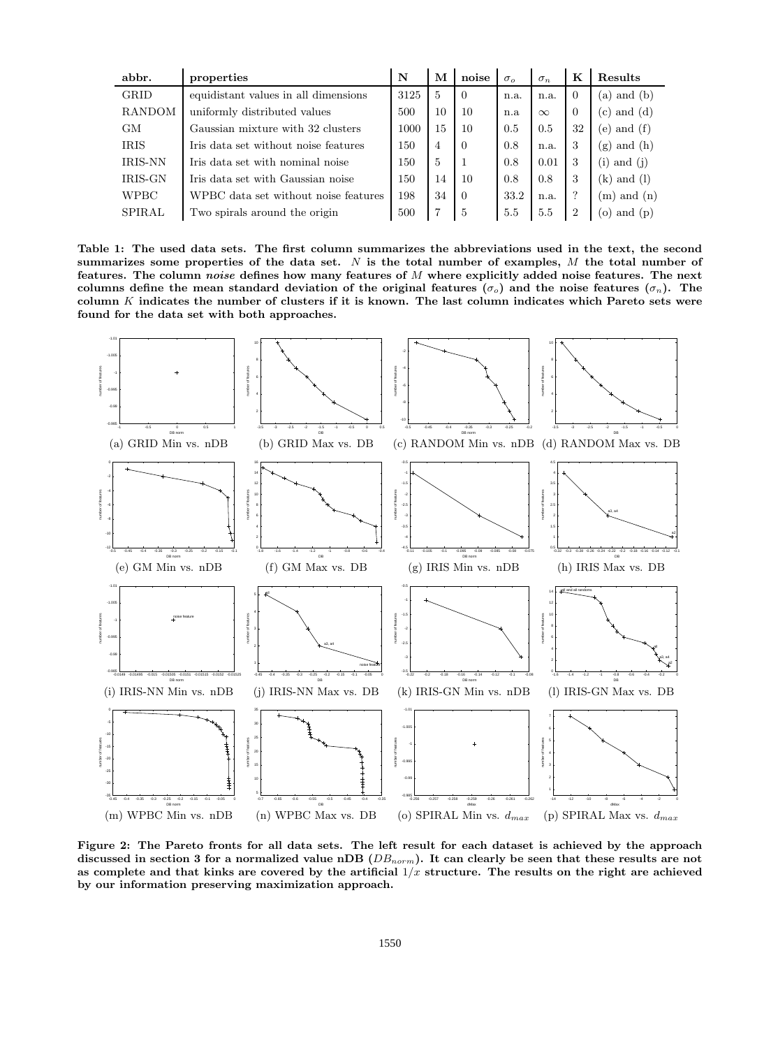| abbr. | properties | N | M | noise | $\sigma_o$ | $\sigma_n$ | K | Results |
|---|---|---|---|---|---|---|---|---|
| GRID | equidistant values in all dimensions | 3125 | 5 | 0 | n.a. | n.a. | 0 | (a) and (b) |
| RANDOM | uniformly distributed values | 500 | 10 | 10 | n.a | $\infty$ | 0 | (c) and (d) |
| GM | Gaussian mixture with 32 clusters | 1000 | 15 | 10 | 0.5 | 0.5 | 32 | (e) and (f) |
| IRIS | Iris data set without noise features | 150 | 4 | 0 | 0.8 | n.a. | 3 | (g) and (h) |
| IRIS-NN | Iris data set with nominal noise | 150 | 5 | 1 | 0.8 | 0.01 | 3 | (i) and (j) |
| IRIS-GN | Iris data set with Gaussian noise | 150 | 14 | 10 | 0.8 | 0.8 | 3 | (k) and (l) |
| WPBC | WPBC data set without noise features | 198 | 34 | 0 | 33.2 | n.a. | ? | (m) and (n) |
| SPIRAL | Two spirals around the origin | 500 | 7 | 5 | 5.5 | 5.5 | 2 | (o) and (p) |

**Table 1: The used data sets. The first column summarizes the abbreviations used in the text, the second summarizes some properties of the data set. $N$ is the total number of examples, $M$ the total number of features. The column *noise* defines how many features of $M$ where explicitly added noise features. The next columns define the mean standard deviation of the original features ($\sigma_o$) and the noise features ($\sigma_n$). The column $K$ indicates the number of clusters if it is known. The last column indicates which Pareto sets were found for the data set with both approaches.**

(a) GRID Min vs. nDB (b) GRID Max vs. DB (c) RANDOM Min vs. nDB (d) RANDOM Max vs. DB

(e) GM Min vs. nDB (f) GM Max vs. DB (g) IRIS Min vs. nDB (h) IRIS Max vs. DB

(i) IRIS-NN Min vs. nDB (j) IRIS-NN Max vs. DB (k) IRIS-GN Min vs. nDB (l) IRIS-GN Max vs. DB

(m) WPBC Min vs. nDB (n) WPBC Max vs. DB (o) SPIRAL Min vs. $d_{max}$ (p) SPIRAL Max vs. $d_{max}$

**Figure 2: The Pareto fronts for all data sets. The left result for each dataset is achieved by the approach discussed in section 3 for a normalized value nDB ($DB_{norm}$). It can clearly be seen that these results are not as complete and that kinks are covered by the artificial $1/x$ structure. The results on the right are achieved by our information preserving maximization approach.**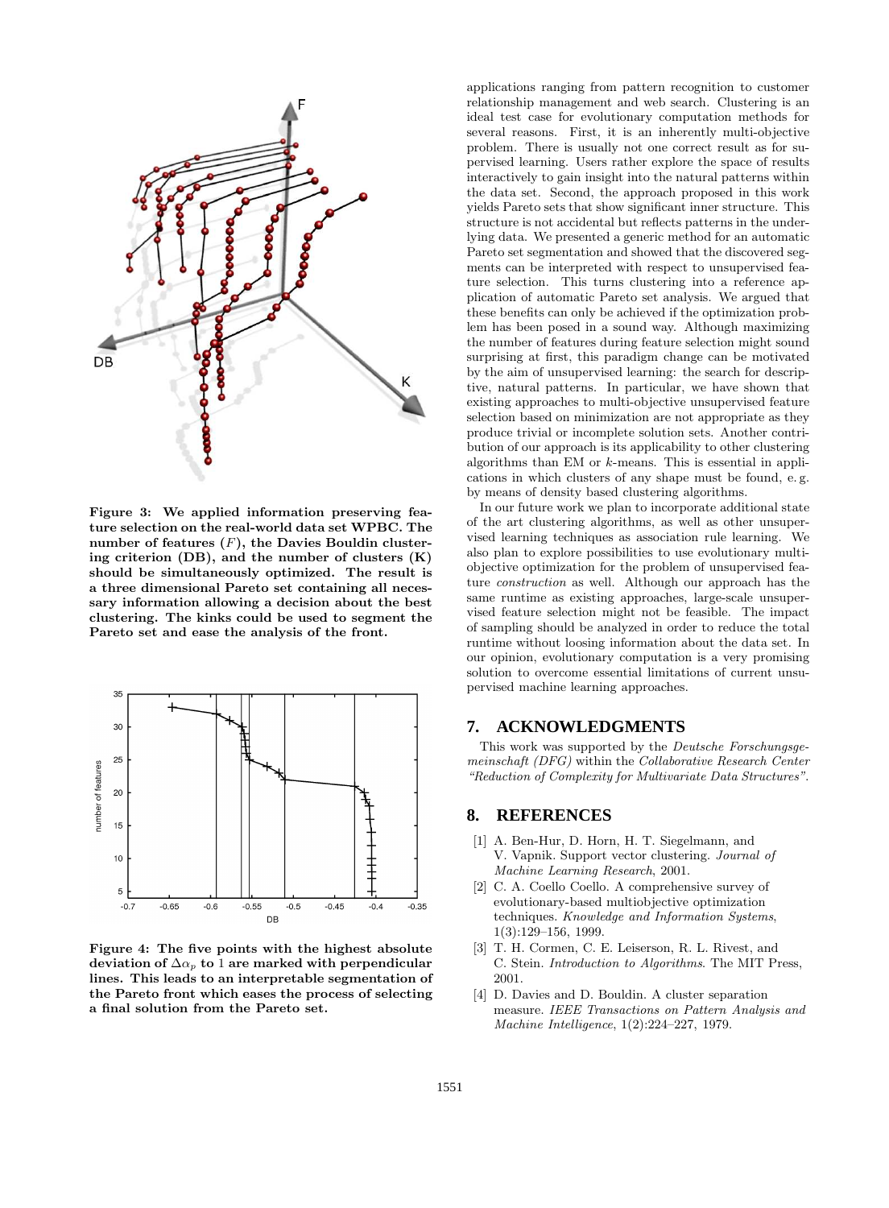Figure 3: We applied information preserving feature selection on the real-world data set WPBC. The number of features ($F$), the Davies Bouldin clustering criterion (DB), and the number of clusters (K) should be simultaneously optimized. The result is a three dimensional Pareto set containing all necessary information allowing a decision about the best clustering. The kinks could be used to segment the Pareto set and ease the analysis of the front.

Figure 4: The five points with the highest absolute deviation of $\Delta\alpha_p$ to 1 are marked with perpendicular lines. This leads to an interpretable segmentation of the Pareto front which eases the process of selecting a final solution from the Pareto set.

applications ranging from pattern recognition to customer relationship management and web search. Clustering is an ideal test case for evolutionary computation methods for several reasons. First, it is an inherently multi-objective problem. There is usually not one correct result as for supervised learning. Users rather explore the space of results interactively to gain insight into the natural patterns within the data set. Second, the approach proposed in this work yields Pareto sets that show significant inner structure. This structure is not accidental but reflects patterns in the underlying data. We presented a generic method for an automatic Pareto set segmentation and showed that the discovered segments can be interpreted with respect to unsupervised feature selection. This turns clustering into a reference application of automatic Pareto set analysis. We argued that these benefits can only be achieved if the optimization problem has been posed in a sound way. Although maximizing the number of features during feature selection might sound surprising at first, this paradigm change can be motivated by the aim of unsupervised learning: the search for descriptive, natural patterns. In particular, we have shown that existing approaches to multi-objective unsupervised feature selection based on minimization are not appropriate as they produce trivial or incomplete solution sets. Another contribution of our approach is its applicability to other clustering algorithms than EM or $k$-means. This is essential in applications in which clusters of any shape must be found, e. g. by means of density based clustering algorithms.

In our future work we plan to incorporate additional state of the art clustering algorithms, as well as other unsupervised learning techniques as association rule learning. We also plan to explore possibilities to use evolutionary multi-objective optimization for the problem of unsupervised feature *construction* as well. Although our approach has the same runtime as existing approaches, large-scale unsupervised feature selection might not be feasible. The impact of sampling should be analyzed in order to reduce the total runtime without loosing information about the data set. In our opinion, evolutionary computation is a very promising solution to overcome essential limitations of current unsupervised machine learning approaches.

## 7. ACKNOWLEDGMENTS

This work was supported by the *Deutsche Forschungsgemeinschaft (DFG)* within the *Collaborative Research Center "Reduction of Complexity for Multivariate Data Structures"*.

## 8. REFERENCES

[1] A. Ben-Hur, D. Horn, H. T. Siegelmann, and V. Vapnik. Support vector clustering. *Journal of Machine Learning Research*, 2001.

[2] C. A. Coello Coello. A comprehensive survey of evolutionary-based multiobjective optimization techniques. *Knowledge and Information Systems*, 1(3):129–156, 1999.

[3] T. H. Cormen, C. E. Leiserson, R. L. Rivest, and C. Stein. *Introduction to Algorithms*. The MIT Press, 2001.

[4] D. Davies and D. Bouldin. A cluster separation measure. *IEEE Transactions on Pattern Analysis and Machine Intelligence*, 1(2):224–227, 1979.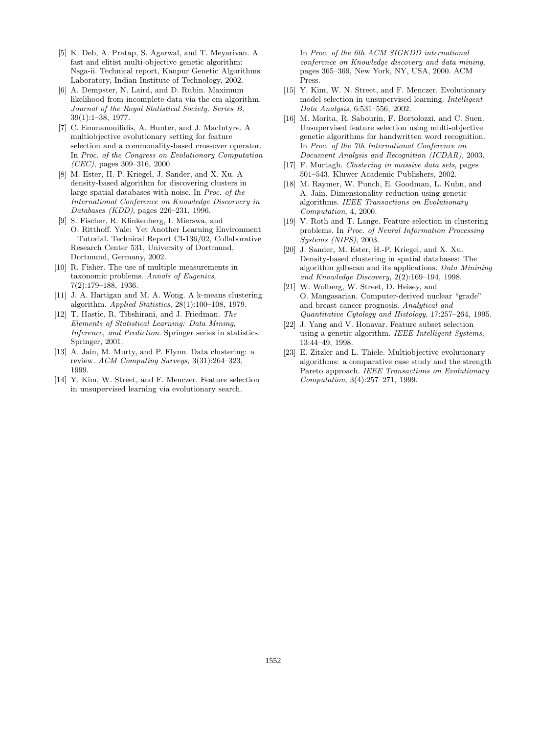[5] K. Deb, A. Pratap, S. Agarwal, and T. Meyarivan. A fast and elitist multi-objective genetic algorithm: Nsga-ii. Technical report, Kanpur Genetic Algorithms Laboratory, Indian Institute of Technology, 2002.

[6] A. Dempster, N. Laird, and D. Rubin. Maximum likelihood from incomplete data via the em algorithm. *Journal of the Royal Statistical Society, Series B*, 39(1):1–38, 1977.

[7] C. Emmanouilidis, A. Hunter, and J. MacIntyre. A multiobjective evolutionary setting for feature selection and a commonality-based crossover operator. In *Proc. of the Congress on Evolutionary Computation (CEC)*, pages 309–316, 2000.

[8] M. Ester, H.-P. Kriegel, J. Sander, and X. Xu. A density-based algorithm for discovering clusters in large spatial databases with noise. In *Proc. of the International Conference on Knowledge Discorvery in Databases (KDD)*, pages 226–231, 1996.

[9] S. Fischer, R. Klinkenberg, I. Mierswa, and O. Ritthoff. Yale: Yet Another Learning Environment – Tutorial. Technical Report CI-136/02, Collaborative Research Center 531, University of Dortmund, Dortmund, Germany, 2002.

[10] R. Fisher. The use of multiple measurements in taxonomic problems. *Annals of Eugenics*, 7(2):179–188, 1936.

[11] J. A. Hartigan and M. A. Wong. A k-means clustering algorithm. *Applied Statistics*, 28(1):100–108, 1979.

[12] T. Hastie, R. Tibshirani, and J. Friedman. *The Elements of Statistical Learning: Data Mining, Inference, and Prediction*. Springer series in statistics. Springer, 2001.

[13] A. Jain, M. Murty, and P. Flynn. Data clustering: a review. *ACM Computing Surveys*, 3(31):264–323, 1999.

[14] Y. Kim, W. Street, and F. Menczer. Feature selection in unsupervised learning via evolutionary search. In *Proc. of the 6th ACM SIGKDD international conference on Knowledge discovery and data mining*, pages 365–369, New York, NY, USA, 2000. ACM Press.

[15] Y. Kim, W. N. Street, and F. Menczer. Evolutionary model selection in unsupervised learning. *Intelligent Data Analysis*, 6:531–556, 2002.

[16] M. Morita, R. Sabourin, F. Bortolozzi, and C. Suen. Unsupervised feature selection using multi-objective genetic algorithms for handwritten word recognition. In *Proc. of the 7th International Conference on Document Analysis and Recognition (ICDAR)*, 2003.

[17] F. Murtagh. *Clustering in massive data sets*, pages 501–543. Kluwer Academic Publishers, 2002.

[18] M. Raymer, W. Punch, E. Goodman, L. Kuhn, and A. Jain. Dimensionality reduction using genetic algorithms. *IEEE Transactions on Evolutionary Computation*, 4, 2000.

[19] V. Roth and T. Lange. Feature selection in clustering problems. In *Proc. of Neural Information Processing Systems (NIPS)*, 2003.

[20] J. Sander, M. Ester, H.-P. Kriegel, and X. Xu. Density-based clustering in spatial databases: The algorithm gdbscan and its applications. *Data Minining and Knowledge Discovery*, 2(2):169–194, 1998.

[21] W. Wolberg, W. Street, D. Heisey, and O. Mangasarian. Computer-derived nuclear "grade" and breast cancer prognosis. *Analytical and Quantitative Cytology and Histology*, 17:257–264, 1995.

[22] J. Yang and V. Honavar. Feature subset selection using a genetic algorithm. *IEEE Intelligent Systems*, 13:44–49, 1998.

[23] E. Zitzler and L. Thiele. Multiobjective evolutionary algorithms: a comparative case study and the strength Pareto approach. *IEEE Transactions on Evolutionary Computation*, 3(4):257–271, 1999.